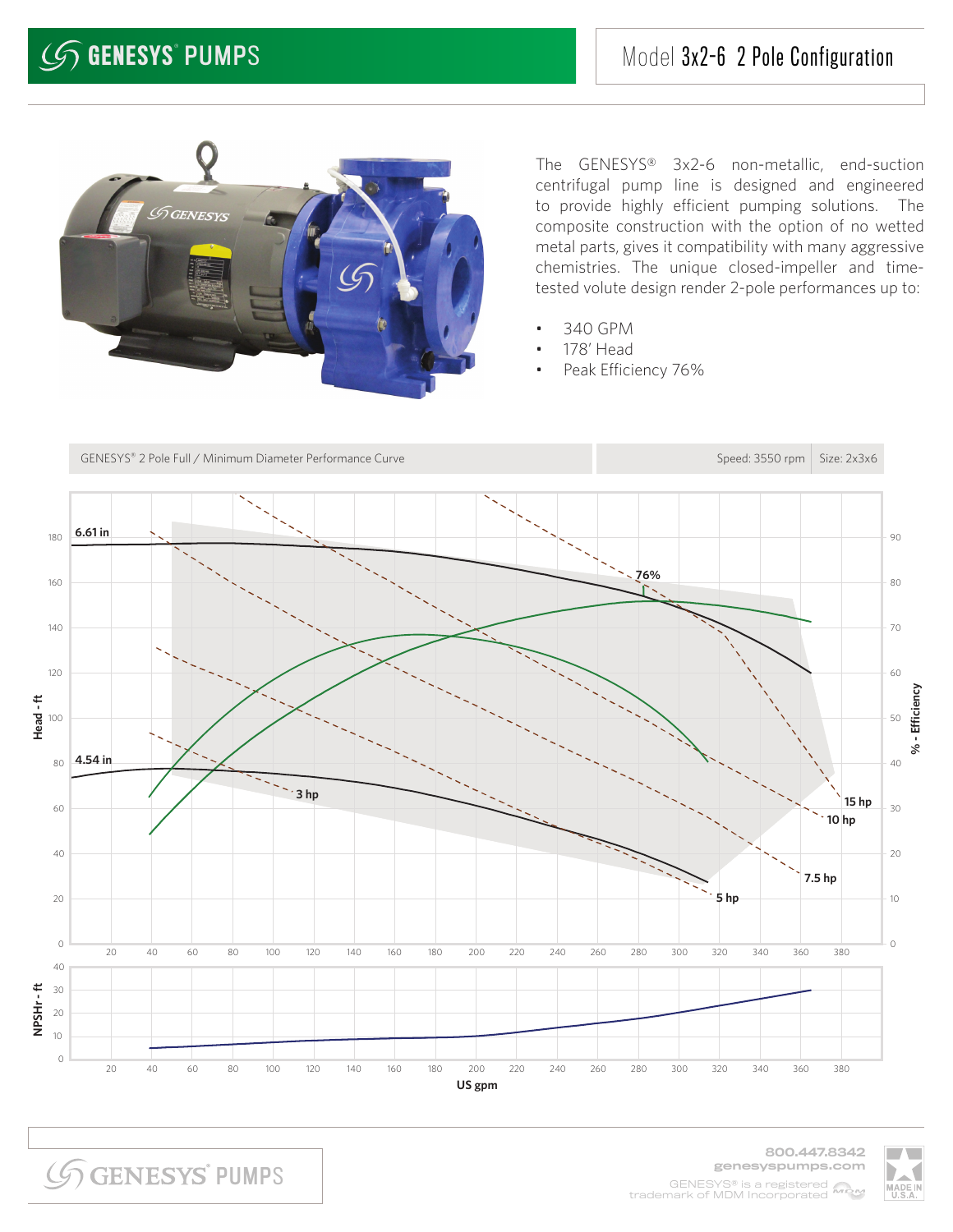# GENESYS® PUMPS

## Model 3x2-6 2 Pole Configuration

The GENESYS® 3x2-6 non-metallic, end-suction centrifugal pump line is designed and engineered to provide highly efficient pumping solutions. The composite construction with the option of no wetted metal parts, gives it compatibility with many aggressive chemistries. The unique closed-impeller and time-tested volute design render 2-pole performances up to:

- 340 GPM
- 178' Head
- Peak Efficiency 76%

GENESYS® 2 Pole Full / Minimum Diameter Performance Curve — Speed: 3550 rpm — Size: 2x3x6

800.447.8342
genesyspumps.com
GENESYS® is a registered trademark of MDM Incorporated

MADE IN U.S.A.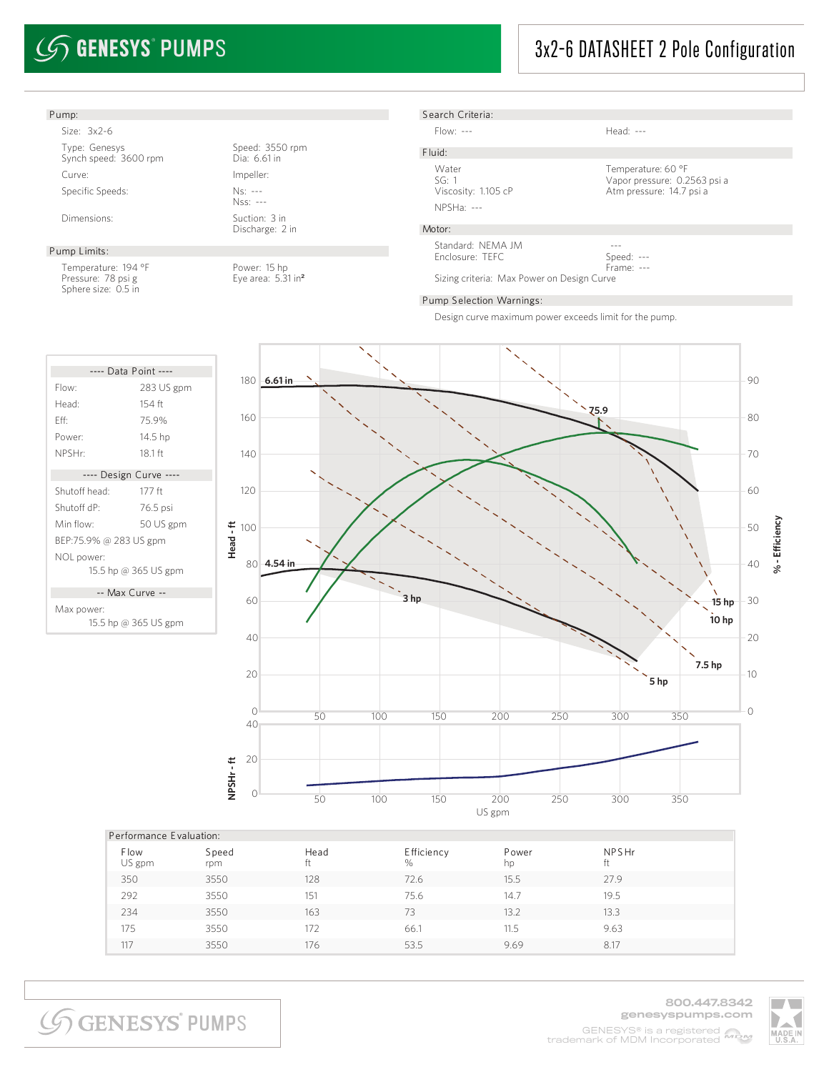# GENESYS® PUMPS

## 3x2-6 DATASHEET 2 Pole Configuration

### Pump:

Size: 3x2-6

Type: Genesys
Synch speed: 3600 rpm

Speed: 3550 rpm
Dia: 6.61 in

Curve:

Impeller:

Specific Speeds:

Ns: ---
Nss: ---

Dimensions:

Suction: 3 in
Discharge: 2 in

### Pump Limits:

Temperature: 194 °F
Pressure: 78 psi g
Sphere size: 0.5 in

Power: 15 hp
Eye area: 5.31 in²

### Search Criteria:

Flow: ---

Head: ---

### Fluid:

Water
SG: 1
Viscosity: 1.105 cP

NPSHa: ---

Temperature: 60 °F
Vapor pressure: 0.2563 psi a
Atm pressure: 14.7 psi a

### Motor:

Standard: NEMA JM
Enclosure: TEFC

---
Speed: ---
Frame: ---

Sizing criteria: Max Power on Design Curve

### Pump Selection Warnings:

Design curve maximum power exceeds limit for the pump.

---- Data Point ----

| | |
|---|---|
| Flow: | 283 US gpm |
| Head: | 154 ft |
| Eff: | 75.9% |
| Power: | 14.5 hp |
| NPSHr: | 18.1 ft |

---- Design Curve ----

| | |
|---|---|
| Shutoff head: | 177 ft |
| Shutoff dP: | 76.5 psi |
| Min flow: | 50 US gpm |

BEP:75.9% @ 283 US gpm

NOL power:
15.5 hp @ 365 US gpm

-- Max Curve --

Max power:
15.5 hp @ 365 US gpm

### Performance Evaluation:

| Flow<br>US gpm | Speed<br>rpm | Head<br>ft | Efficiency<br>% | Power<br>hp | NPSHr<br>ft |
|---|---|---|---|---|---|
| 350 | 3550 | 128 | 72.6 | 15.5 | 27.9 |
| 292 | 3550 | 151 | 75.6 | 14.7 | 19.5 |
| 234 | 3550 | 163 | 73 | 13.2 | 13.3 |
| 175 | 3550 | 172 | 66.1 | 11.5 | 9.63 |
| 117 | 3550 | 176 | 53.5 | 9.69 | 8.17 |

800.447.8342
genesyspumps.com
GENESYS® is a registered trademark of MDM Incorporated
MADE IN U.S.A.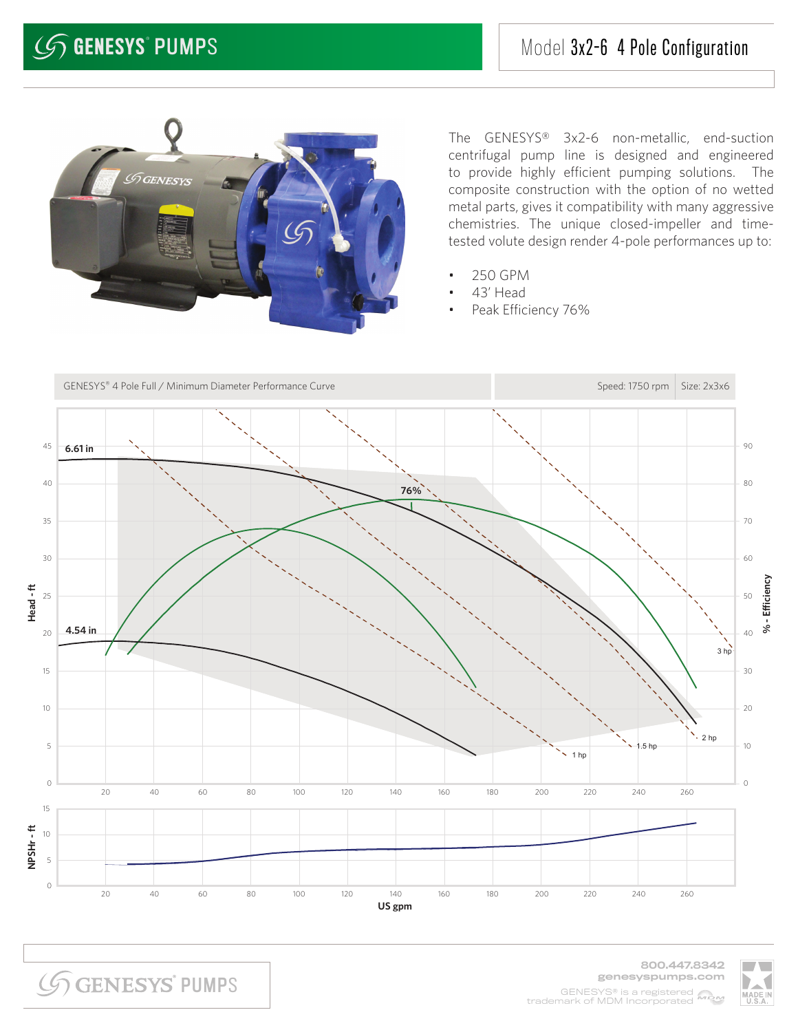# GENESYS® PUMPS

## Model 3x2-6 4 Pole Configuration

The GENESYS® 3x2-6 non-metallic, end-suction centrifugal pump line is designed and engineered to provide highly efficient pumping solutions. The composite construction with the option of no wetted metal parts, gives it compatibility with many aggressive chemistries. The unique closed-impeller and time-tested volute design render 4-pole performances up to:

- 250 GPM
- 43' Head
- Peak Efficiency 76%

GENESYS® 4 Pole Full / Minimum Diameter Performance Curve | Speed: 1750 rpm | Size: 2x3x6

6.61 in

4.54 in

76%

1 hp

1.5 hp

2 hp

3 hp

Head - ft

% - Efficiency

NPSHr - ft

US gpm

800.447.8342
genesyspumps.com

GENESYS® is a registered trademark of MDM Incorporated

MADE IN U.S.A.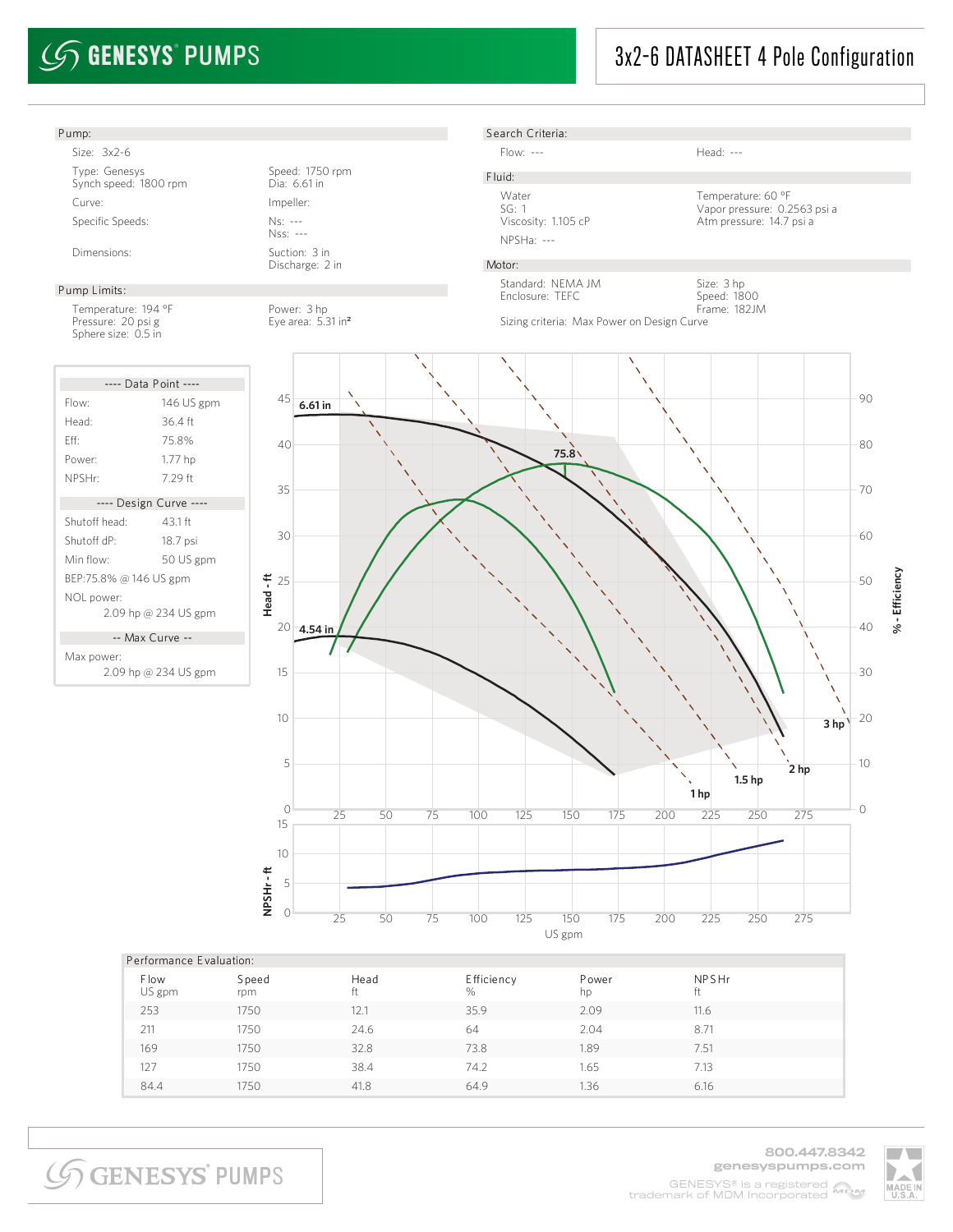# GENESYS® PUMPS

## 3x2-6 DATASHEET 4 Pole Configuration

**Pump:**

Size: 3x2-6

Type: Genesys
Synch speed: 1800 rpm

Speed: 1750 rpm
Dia: 6.61 in

Curve:

Impeller:

Specific Speeds:

Ns: ---
Nss: ---

Dimensions:

Suction: 3 in
Discharge: 2 in

**Pump Limits:**

Temperature: 194 °F
Pressure: 20 psi g
Sphere size: 0.5 in

Power: 3 hp
Eye area: 5.31 in²

**Search Criteria:**

Flow: ---

Head: ---

**Fluid:**

Water
SG: 1
Viscosity: 1.105 cP

NPSHa: ---

Temperature: 60 °F
Vapor pressure: 0.2563 psi a
Atm pressure: 14.7 psi a

**Motor:**

Standard: NEMA JM
Enclosure: TEFC

Size: 3 hp
Speed: 1800
Frame: 182JM

Sizing criteria: Max Power on Design Curve

**---- Data Point ----**

| | |
|---|---|
| Flow: | 146 US gpm |
| Head: | 36.4 ft |
| Eff: | 75.8% |
| Power: | 1.77 hp |
| NPSHr: | 7.29 ft |

**---- Design Curve ----**

| | |
|---|---|
| Shutoff head: | 43.1 ft |
| Shutoff dP: | 18.7 psi |
| Min flow: | 50 US gpm |

BEP:75.8% @ 146 US gpm

NOL power:
2.09 hp @ 234 US gpm

**-- Max Curve --**

Max power:
2.09 hp @ 234 US gpm

**Performance Evaluation:**

| Flow<br>US gpm | Speed<br>rpm | Head<br>ft | Efficiency<br>% | Power<br>hp | NPSHr<br>ft |
|---|---|---|---|---|---|
| 253 | 1750 | 12.1 | 35.9 | 2.09 | 11.6 |
| 211 | 1750 | 24.6 | 64 | 2.04 | 8.71 |
| 169 | 1750 | 32.8 | 73.8 | 1.89 | 7.51 |
| 127 | 1750 | 38.4 | 74.2 | 1.65 | 7.13 |
| 84.4 | 1750 | 41.8 | 64.9 | 1.36 | 6.16 |

800.447.8342
genesyspumps.com
GENESYS® is a registered trademark of MDM Incorporated

MADE IN U.S.A.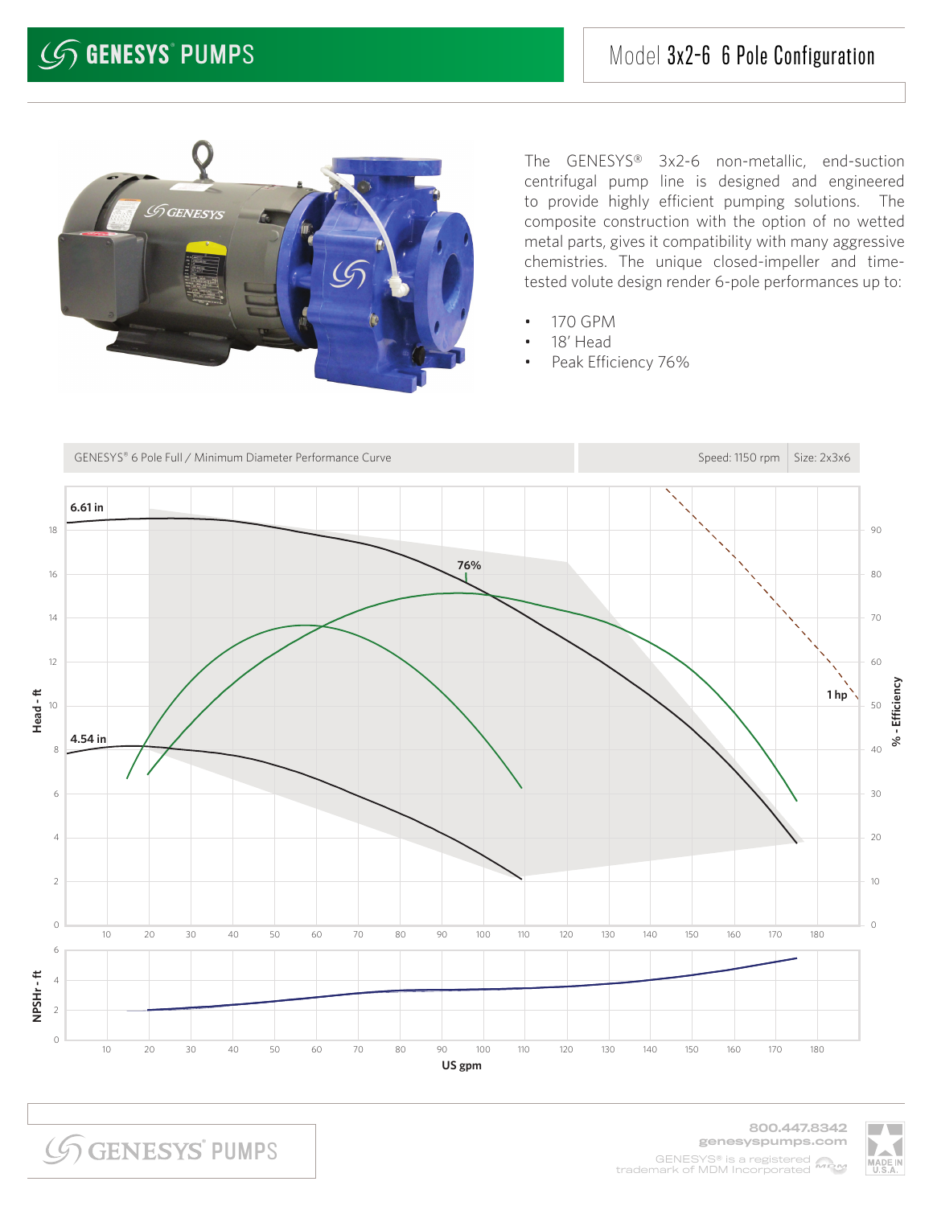# GENESYS® PUMPS

## Model 3x2-6 6 Pole Configuration

The GENESYS® 3x2-6 non-metallic, end-suction centrifugal pump line is designed and engineered to provide highly efficient pumping solutions. The composite construction with the option of no wetted metal parts, gives it compatibility with many aggressive chemistries. The unique closed-impeller and time-tested volute design render 6-pole performances up to:

- 170 GPM
- 18' Head
- Peak Efficiency 76%

GENESYS® 6 Pole Full / Minimum Diameter Performance Curve | Speed: 1150 rpm | Size: 2x3x6

6.61 in

4.54 in

76%

1 hp

Head - ft

% - Efficiency

NPSHr - ft

US gpm

800.447.8342
genesyspumps.com

GENESYS® is a registered trademark of MDM Incorporated

MADE IN U.S.A.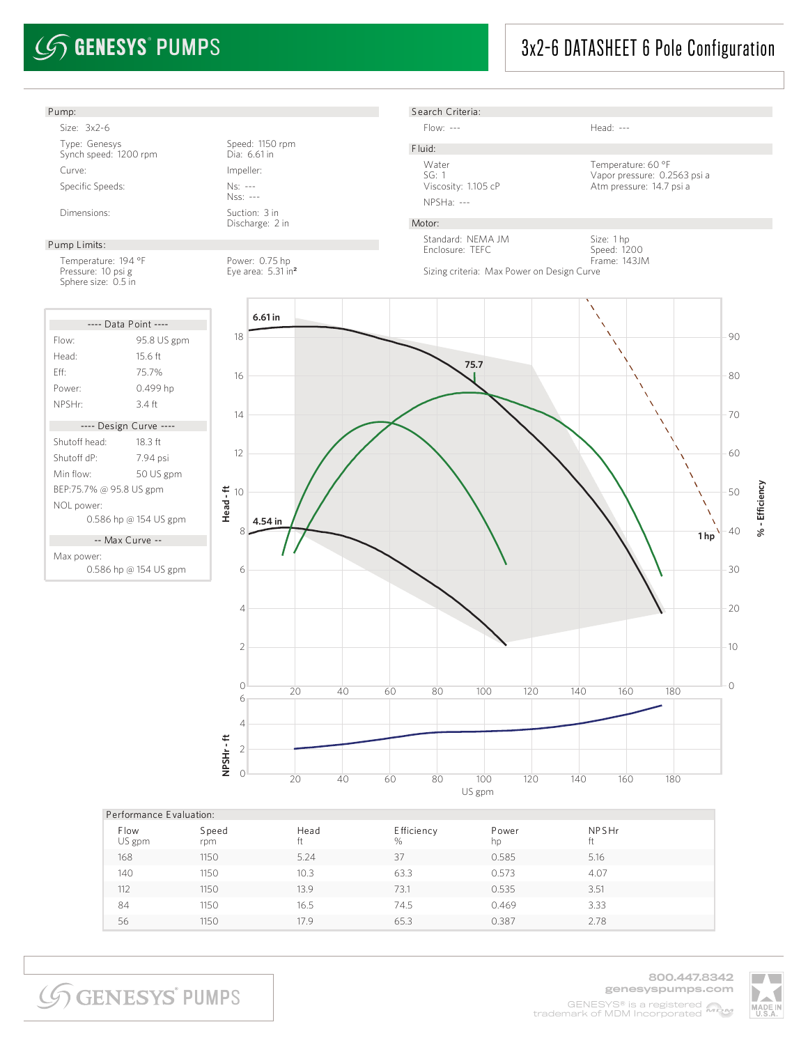# GENESYS PUMPS

## 3x2-6 DATASHEET 6 Pole Configuration

**Pump:**

Size: 3x2-6

Type: Genesys
Synch speed: 1200 rpm

Speed: 1150 rpm
Dia: 6.61 in

Curve:

Impeller:

Specific Speeds:

Ns: ---
Nss: ---

Dimensions:

Suction: 3 in
Discharge: 2 in

**Pump Limits:**

Temperature: 194 °F
Pressure: 10 psi g
Sphere size: 0.5 in

Power: 0.75 hp
Eye area: 5.31 in²

**Search Criteria:**

Flow: ---

Head: ---

**Fluid:**

Water
SG: 1
Viscosity: 1.105 cP

Temperature: 60 °F
Vapor pressure: 0.2563 psi a
Atm pressure: 14.7 psi a

NPSHa: ---

**Motor:**

Standard: NEMA JM
Enclosure: TEFC

Size: 1 hp
Speed: 1200
Frame: 143JM

Sizing criteria: Max Power on Design Curve

| ---- Data Point ---- | |
|---|---|
| Flow: | 95.8 US gpm |
| Head: | 15.6 ft |
| Eff: | 75.7% |
| Power: | 0.499 hp |
| NPSHr: | 3.4 ft |

| ---- Design Curve ---- | |
|---|---|
| Shutoff head: | 18.3 ft |
| Shutoff dP: | 7.94 psi |
| Min flow: | 50 US gpm |
| BEP: 75.7% @ 95.8 US gpm | |
| NOL power: 0.586 hp @ 154 US gpm | |

| -- Max Curve -- | |
|---|---|
| Max power: 0.586 hp @ 154 US gpm | |

6.61 in
75.7
4.54 in
1 hp
Head - ft
% - Efficiency
NPSHr - ft
US gpm

**Performance Evaluation:**

| Flow US gpm | Speed rpm | Head ft | Efficiency % | Power hp | NPSHr ft |
|---|---|---|---|---|---|
| 168 | 1150 | 5.24 | 37 | 0.585 | 5.16 |
| 140 | 1150 | 10.3 | 63.3 | 0.573 | 4.07 |
| 112 | 1150 | 13.9 | 73.1 | 0.535 | 3.51 |
| 84 | 1150 | 16.5 | 74.5 | 0.469 | 3.33 |
| 56 | 1150 | 17.9 | 65.3 | 0.387 | 2.78 |

GENESYS PUMPS

800.447.8342
genesyspumps.com
GENESYS® is a registered trademark of MDM Incorporated

MADE IN U.S.A.